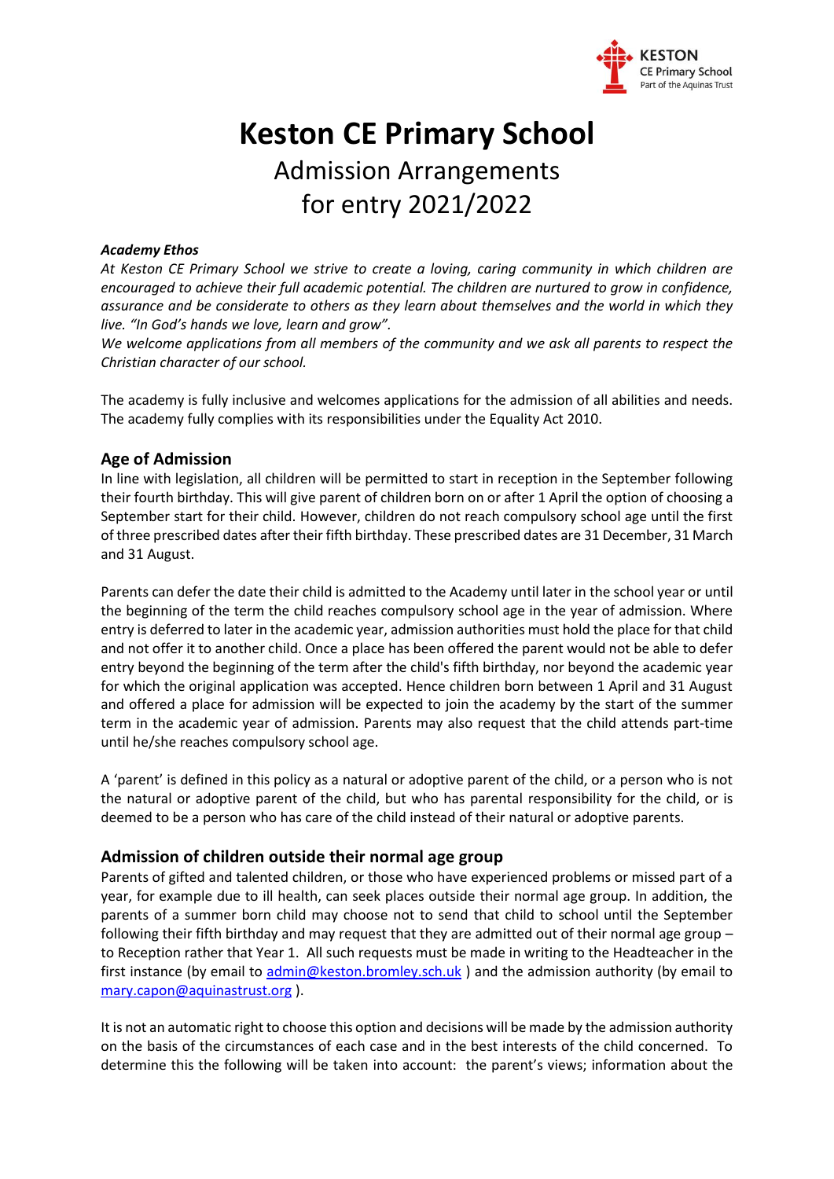# Keston CE Primary School

## Admission Arrangements for entry 2021/2022

***Academy Ethos***

*At Keston CE Primary School we strive to create a loving, caring community in which children are encouraged to achieve their full academic potential. The children are nurtured to grow in confidence, assurance and be considerate to others as they learn about themselves and the world in which they live. "In God's hands we love, learn and grow".*

*We welcome applications from all members of the community and we ask all parents to respect the Christian character of our school.*

The academy is fully inclusive and welcomes applications for the admission of all abilities and needs. The academy fully complies with its responsibilities under the Equality Act 2010.

### Age of Admission

In line with legislation, all children will be permitted to start in reception in the September following their fourth birthday. This will give parent of children born on or after 1 April the option of choosing a September start for their child. However, children do not reach compulsory school age until the first of three prescribed dates after their fifth birthday. These prescribed dates are 31 December, 31 March and 31 August.

Parents can defer the date their child is admitted to the Academy until later in the school year or until the beginning of the term the child reaches compulsory school age in the year of admission. Where entry is deferred to later in the academic year, admission authorities must hold the place for that child and not offer it to another child. Once a place has been offered the parent would not be able to defer entry beyond the beginning of the term after the child's fifth birthday, nor beyond the academic year for which the original application was accepted. Hence children born between 1 April and 31 August and offered a place for admission will be expected to join the academy by the start of the summer term in the academic year of admission. Parents may also request that the child attends part-time until he/she reaches compulsory school age.

A 'parent' is defined in this policy as a natural or adoptive parent of the child, or a person who is not the natural or adoptive parent of the child, but who has parental responsibility for the child, or is deemed to be a person who has care of the child instead of their natural or adoptive parents.

### Admission of children outside their normal age group

Parents of gifted and talented children, or those who have experienced problems or missed part of a year, for example due to ill health, can seek places outside their normal age group. In addition, the parents of a summer born child may choose not to send that child to school until the September following their fifth birthday and may request that they are admitted out of their normal age group – to Reception rather that Year 1. All such requests must be made in writing to the Headteacher in the first instance (by email to admin@keston.bromley.sch.uk ) and the admission authority (by email to mary.capon@aquinastrust.org ).

It is not an automatic right to choose this option and decisions will be made by the admission authority on the basis of the circumstances of each case and in the best interests of the child concerned. To determine this the following will be taken into account: the parent's views; information about the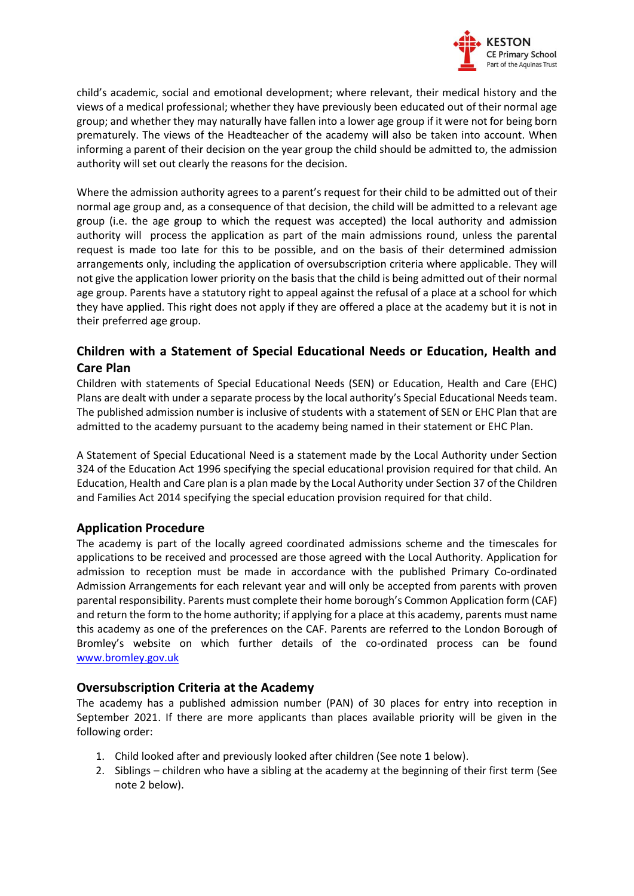child's academic, social and emotional development; where relevant, their medical history and the views of a medical professional; whether they have previously been educated out of their normal age group; and whether they may naturally have fallen into a lower age group if it were not for being born prematurely. The views of the Headteacher of the academy will also be taken into account. When informing a parent of their decision on the year group the child should be admitted to, the admission authority will set out clearly the reasons for the decision.

Where the admission authority agrees to a parent's request for their child to be admitted out of their normal age group and, as a consequence of that decision, the child will be admitted to a relevant age group (i.e. the age group to which the request was accepted) the local authority and admission authority will process the application as part of the main admissions round, unless the parental request is made too late for this to be possible, and on the basis of their determined admission arrangements only, including the application of oversubscription criteria where applicable. They will not give the application lower priority on the basis that the child is being admitted out of their normal age group. Parents have a statutory right to appeal against the refusal of a place at a school for which they have applied. This right does not apply if they are offered a place at the academy but it is not in their preferred age group.

## Children with a Statement of Special Educational Needs or Education, Health and Care Plan

Children with statements of Special Educational Needs (SEN) or Education, Health and Care (EHC) Plans are dealt with under a separate process by the local authority's Special Educational Needs team. The published admission number is inclusive of students with a statement of SEN or EHC Plan that are admitted to the academy pursuant to the academy being named in their statement or EHC Plan.

A Statement of Special Educational Need is a statement made by the Local Authority under Section 324 of the Education Act 1996 specifying the special educational provision required for that child. An Education, Health and Care plan is a plan made by the Local Authority under Section 37 of the Children and Families Act 2014 specifying the special education provision required for that child.

## Application Procedure

The academy is part of the locally agreed coordinated admissions scheme and the timescales for applications to be received and processed are those agreed with the Local Authority. Application for admission to reception must be made in accordance with the published Primary Co-ordinated Admission Arrangements for each relevant year and will only be accepted from parents with proven parental responsibility. Parents must complete their home borough's Common Application form (CAF) and return the form to the home authority; if applying for a place at this academy, parents must name this academy as one of the preferences on the CAF. Parents are referred to the London Borough of Bromley's website on which further details of the co-ordinated process can be found [www.bromley.gov.uk](http://www.bromley.gov.uk)

## Oversubscription Criteria at the Academy

The academy has a published admission number (PAN) of 30 places for entry into reception in September 2021. If there are more applicants than places available priority will be given in the following order:

1. Child looked after and previously looked after children (See note 1 below).
2. Siblings – children who have a sibling at the academy at the beginning of their first term (See note 2 below).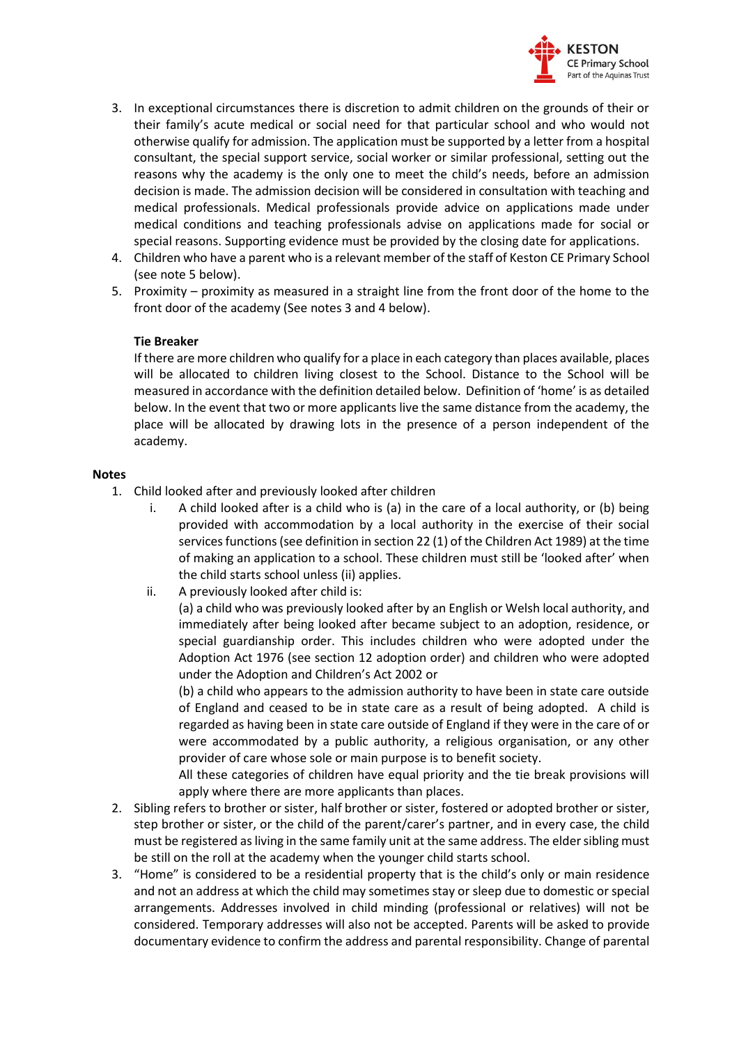3. In exceptional circumstances there is discretion to admit children on the grounds of their or their family's acute medical or social need for that particular school and who would not otherwise qualify for admission. The application must be supported by a letter from a hospital consultant, the special support service, social worker or similar professional, setting out the reasons why the academy is the only one to meet the child's needs, before an admission decision is made. The admission decision will be considered in consultation with teaching and medical professionals. Medical professionals provide advice on applications made under medical conditions and teaching professionals advise on applications made for social or special reasons. Supporting evidence must be provided by the closing date for applications.
4. Children who have a parent who is a relevant member of the staff of Keston CE Primary School (see note 5 below).
5. Proximity – proximity as measured in a straight line from the front door of the home to the front door of the academy (See notes 3 and 4 below).

**Tie Breaker**

If there are more children who qualify for a place in each category than places available, places will be allocated to children living closest to the School. Distance to the School will be measured in accordance with the definition detailed below. Definition of 'home' is as detailed below. In the event that two or more applicants live the same distance from the academy, the place will be allocated by drawing lots in the presence of a person independent of the academy.

**Notes**

1. Child looked after and previously looked after children
   i. A child looked after is a child who is (a) in the care of a local authority, or (b) being provided with accommodation by a local authority in the exercise of their social services functions (see definition in section 22 (1) of the Children Act 1989) at the time of making an application to a school. These children must still be 'looked after' when the child starts school unless (ii) applies.
   ii. A previously looked after child is:

      (a) a child who was previously looked after by an English or Welsh local authority, and immediately after being looked after became subject to an adoption, residence, or special guardianship order. This includes children who were adopted under the Adoption Act 1976 (see section 12 adoption order) and children who were adopted under the Adoption and Children's Act 2002 or

      (b) a child who appears to the admission authority to have been in state care outside of England and ceased to be in state care as a result of being adopted. A child is regarded as having been in state care outside of England if they were in the care of or were accommodated by a public authority, a religious organisation, or any other provider of care whose sole or main purpose is to benefit society.

      All these categories of children have equal priority and the tie break provisions will apply where there are more applicants than places.
2. Sibling refers to brother or sister, half brother or sister, fostered or adopted brother or sister, step brother or sister, or the child of the parent/carer's partner, and in every case, the child must be registered as living in the same family unit at the same address. The elder sibling must be still on the roll at the academy when the younger child starts school.
3. "Home" is considered to be a residential property that is the child's only or main residence and not an address at which the child may sometimes stay or sleep due to domestic or special arrangements. Addresses involved in child minding (professional or relatives) will not be considered. Temporary addresses will also not be accepted. Parents will be asked to provide documentary evidence to confirm the address and parental responsibility. Change of parental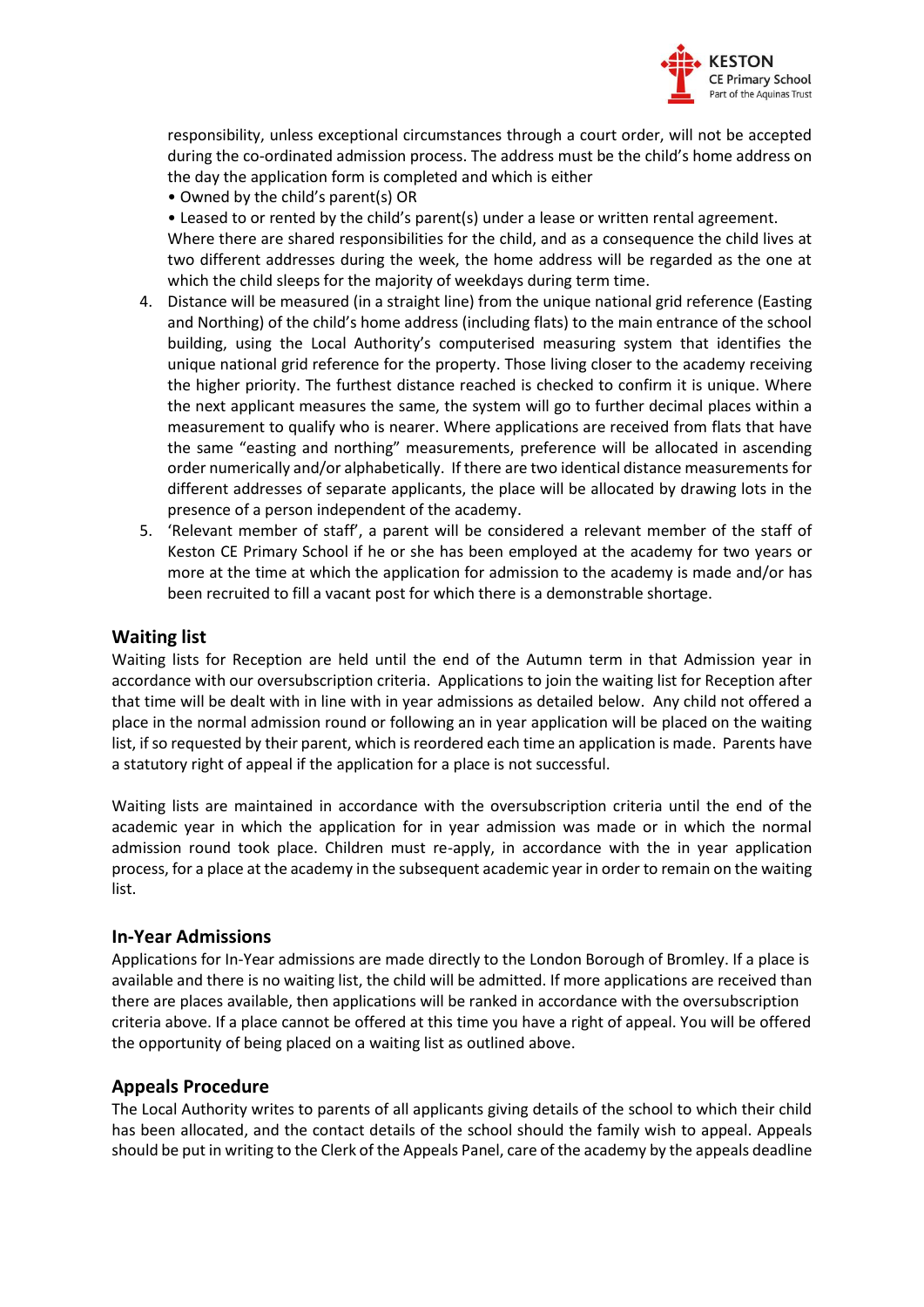responsibility, unless exceptional circumstances through a court order, will not be accepted during the co-ordinated admission process. The address must be the child's home address on the day the application form is completed and which is either

- Owned by the child's parent(s) OR
- Leased to or rented by the child's parent(s) under a lease or written rental agreement.

Where there are shared responsibilities for the child, and as a consequence the child lives at two different addresses during the week, the home address will be regarded as the one at which the child sleeps for the majority of weekdays during term time.

4. Distance will be measured (in a straight line) from the unique national grid reference (Easting and Northing) of the child's home address (including flats) to the main entrance of the school building, using the Local Authority's computerised measuring system that identifies the unique national grid reference for the property. Those living closer to the academy receiving the higher priority. The furthest distance reached is checked to confirm it is unique. Where the next applicant measures the same, the system will go to further decimal places within a measurement to qualify who is nearer. Where applications are received from flats that have the same "easting and northing" measurements, preference will be allocated in ascending order numerically and/or alphabetically. If there are two identical distance measurements for different addresses of separate applicants, the place will be allocated by drawing lots in the presence of a person independent of the academy.
5. 'Relevant member of staff', a parent will be considered a relevant member of the staff of Keston CE Primary School if he or she has been employed at the academy for two years or more at the time at which the application for admission to the academy is made and/or has been recruited to fill a vacant post for which there is a demonstrable shortage.

## Waiting list

Waiting lists for Reception are held until the end of the Autumn term in that Admission year in accordance with our oversubscription criteria. Applications to join the waiting list for Reception after that time will be dealt with in line with in year admissions as detailed below. Any child not offered a place in the normal admission round or following an in year application will be placed on the waiting list, if so requested by their parent, which is reordered each time an application is made. Parents have a statutory right of appeal if the application for a place is not successful.

Waiting lists are maintained in accordance with the oversubscription criteria until the end of the academic year in which the application for in year admission was made or in which the normal admission round took place. Children must re-apply, in accordance with the in year application process, for a place at the academy in the subsequent academic year in order to remain on the waiting list.

## In-Year Admissions

Applications for In-Year admissions are made directly to the London Borough of Bromley. If a place is available and there is no waiting list, the child will be admitted. If more applications are received than there are places available, then applications will be ranked in accordance with the oversubscription criteria above. If a place cannot be offered at this time you have a right of appeal. You will be offered the opportunity of being placed on a waiting list as outlined above.

## Appeals Procedure

The Local Authority writes to parents of all applicants giving details of the school to which their child has been allocated, and the contact details of the school should the family wish to appeal. Appeals should be put in writing to the Clerk of the Appeals Panel, care of the academy by the appeals deadline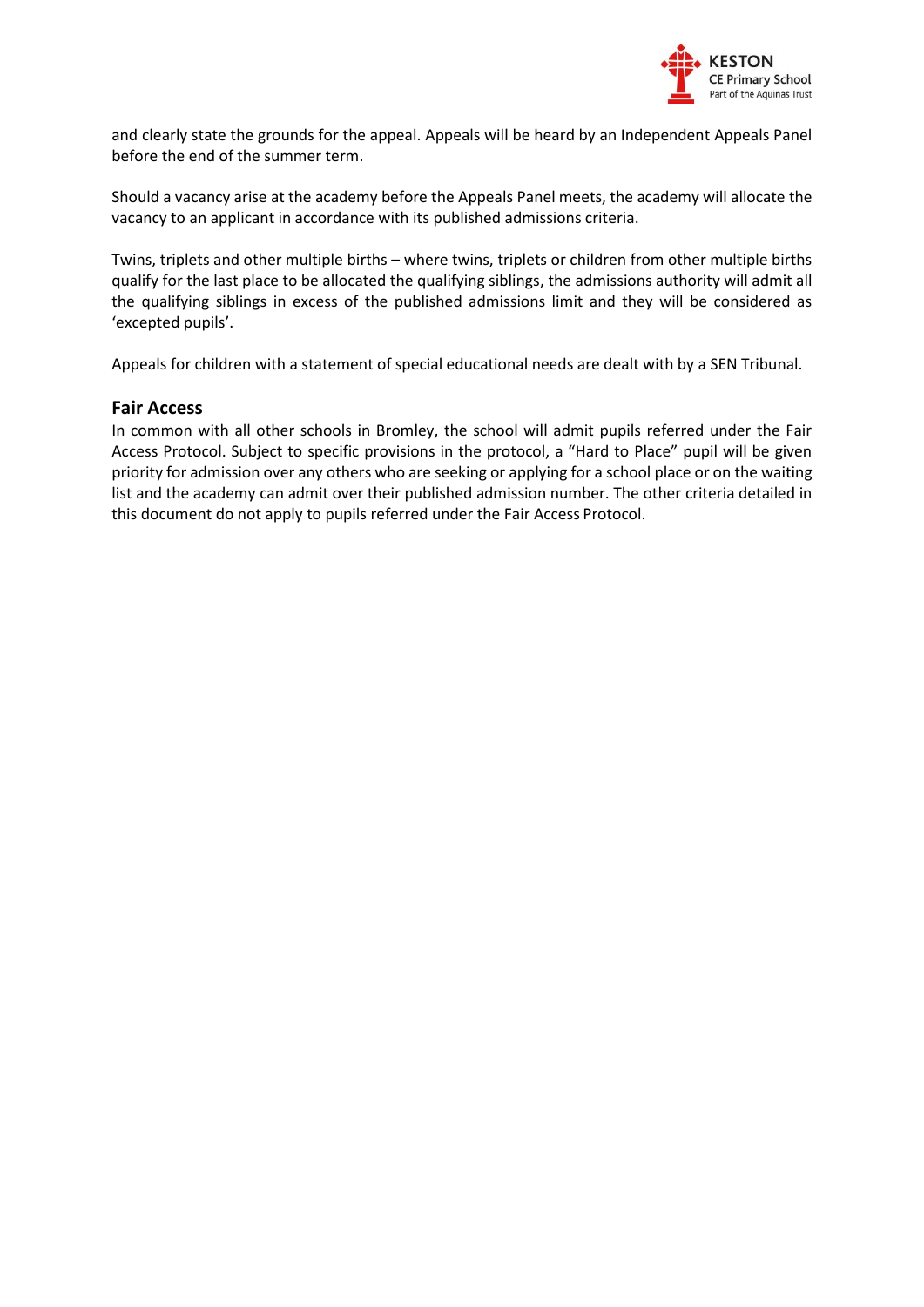and clearly state the grounds for the appeal. Appeals will be heard by an Independent Appeals Panel before the end of the summer term.

Should a vacancy arise at the academy before the Appeals Panel meets, the academy will allocate the vacancy to an applicant in accordance with its published admissions criteria.

Twins, triplets and other multiple births – where twins, triplets or children from other multiple births qualify for the last place to be allocated the qualifying siblings, the admissions authority will admit all the qualifying siblings in excess of the published admissions limit and they will be considered as 'excepted pupils'.

Appeals for children with a statement of special educational needs are dealt with by a SEN Tribunal.

## Fair Access

In common with all other schools in Bromley, the school will admit pupils referred under the Fair Access Protocol. Subject to specific provisions in the protocol, a "Hard to Place" pupil will be given priority for admission over any others who are seeking or applying for a school place or on the waiting list and the academy can admit over their published admission number. The other criteria detailed in this document do not apply to pupils referred under the Fair Access Protocol.